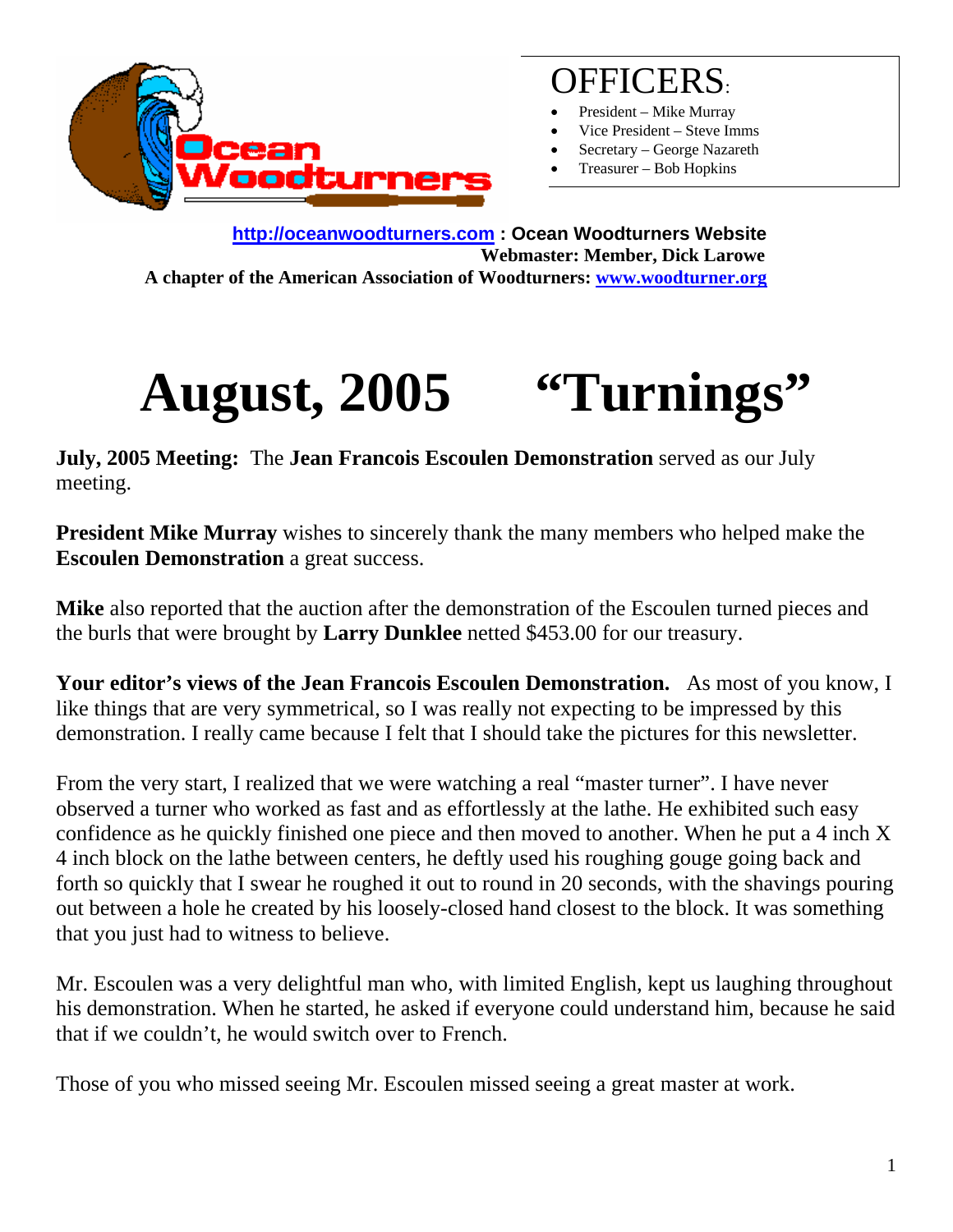# OFFICERS:

- President – Mike Murray
- Vice President – Steve Imms
- Secretary – George Nazareth
- Treasurer – Bob Hopkins

**[http://oceanwoodturners.com](http://oceanwoodturners.com) : Ocean Woodturners Website**
**Webmaster: Member, Dick Larowe**
**A chapter of the American Association of Woodturners: [www.woodturner.org](http://www.woodturner.org)**

# August, 2005 "Turnings"

**July, 2005 Meeting:** The **Jean Francois Escoulen Demonstration** served as our July meeting.

**President Mike Murray** wishes to sincerely thank the many members who helped make the **Escoulen Demonstration** a great success.

**Mike** also reported that the auction after the demonstration of the Escoulen turned pieces and the burls that were brought by **Larry Dunklee** netted $453.00 for our treasury.

**Your editor's views of the Jean Francois Escoulen Demonstration.** As most of you know, I like things that are very symmetrical, so I was really not expecting to be impressed by this demonstration. I really came because I felt that I should take the pictures for this newsletter.

From the very start, I realized that we were watching a real "master turner". I have never observed a turner who worked as fast and as effortlessly at the lathe. He exhibited such easy confidence as he quickly finished one piece and then moved to another. When he put a 4 inch X 4 inch block on the lathe between centers, he deftly used his roughing gouge going back and forth so quickly that I swear he roughed it out to round in 20 seconds, with the shavings pouring out between a hole he created by his loosely-closed hand closest to the block. It was something that you just had to witness to believe.

Mr. Escoulen was a very delightful man who, with limited English, kept us laughing throughout his demonstration. When he started, he asked if everyone could understand him, because he said that if we couldn't, he would switch over to French.

Those of you who missed seeing Mr. Escoulen missed seeing a great master at work.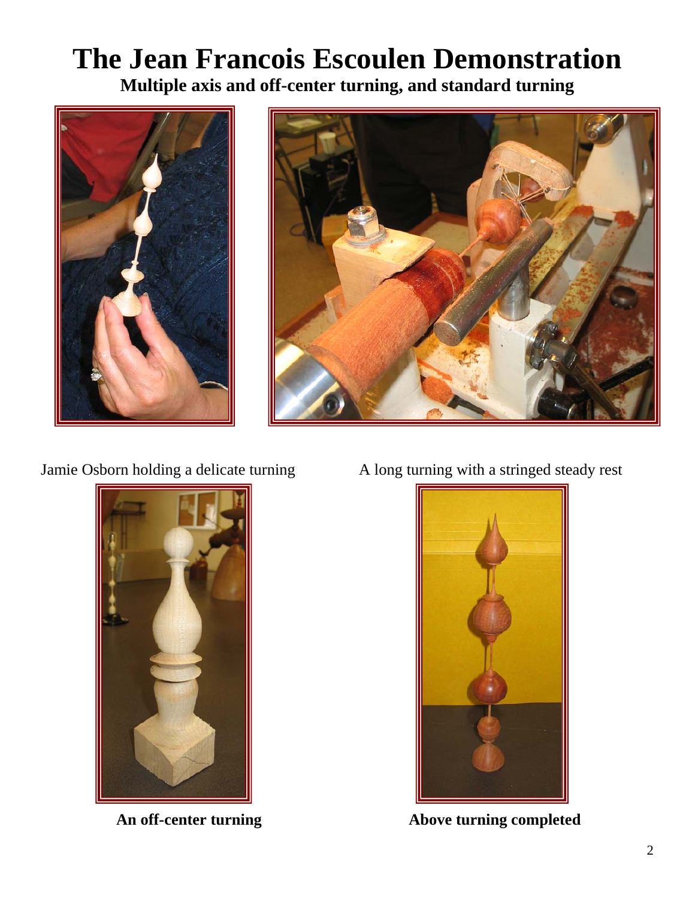# The Jean Francois Escoulen Demonstration

**Multiple axis and off-center turning, and standard turning**

Jamie Osborn holding a delicate turning

A long turning with a stringed steady rest

**An off-center turning**

**Above turning completed**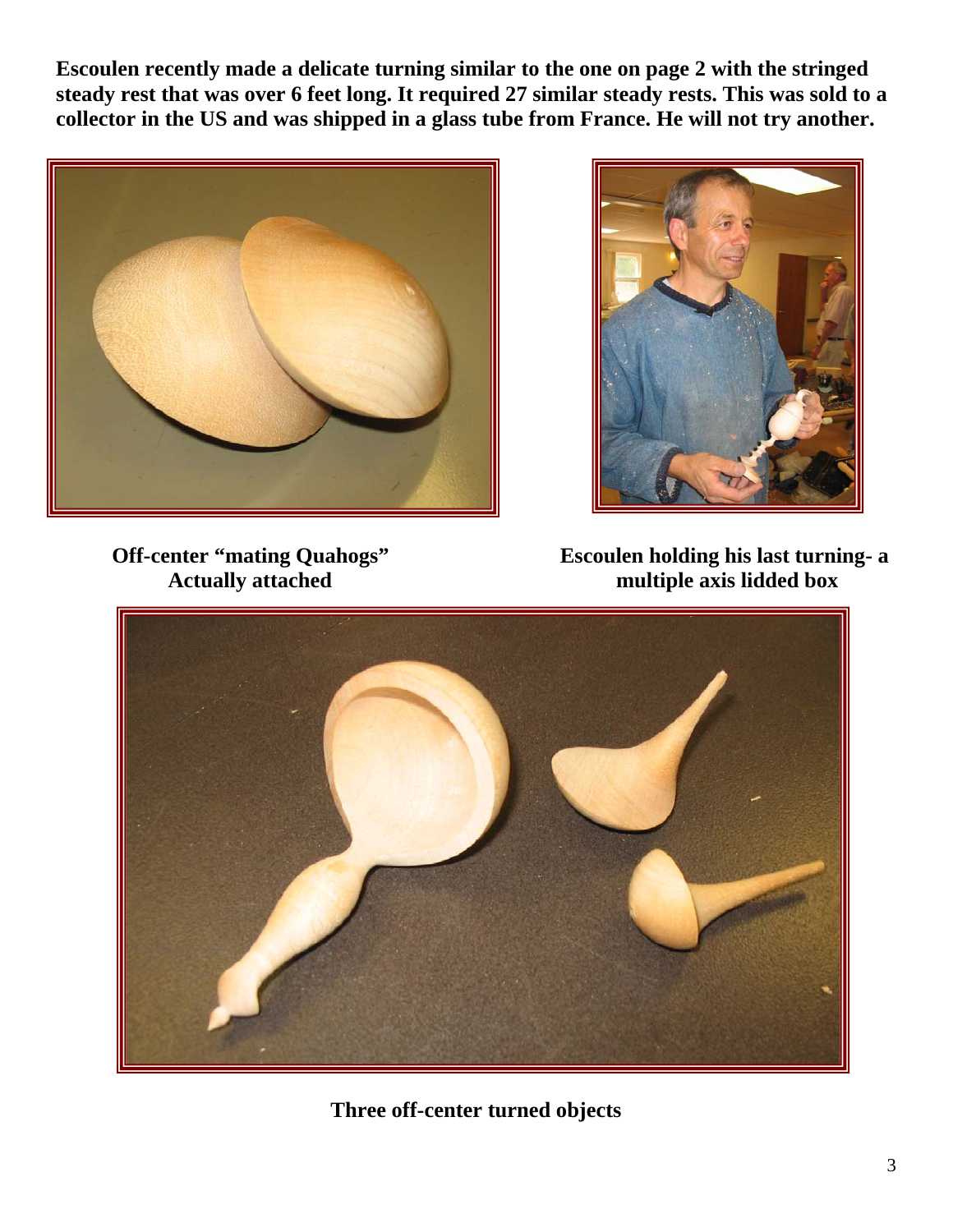**Escoulen recently made a delicate turning similar to the one on page 2 with the stringed steady rest that was over 6 feet long. It required 27 similar steady rests. This was sold to a collector in the US and was shipped in a glass tube from France. He will not try another.**

**Off-center "mating Quahogs" Actually attached**

**Escoulen holding his last turning- a multiple axis lidded box**

**Three off-center turned objects**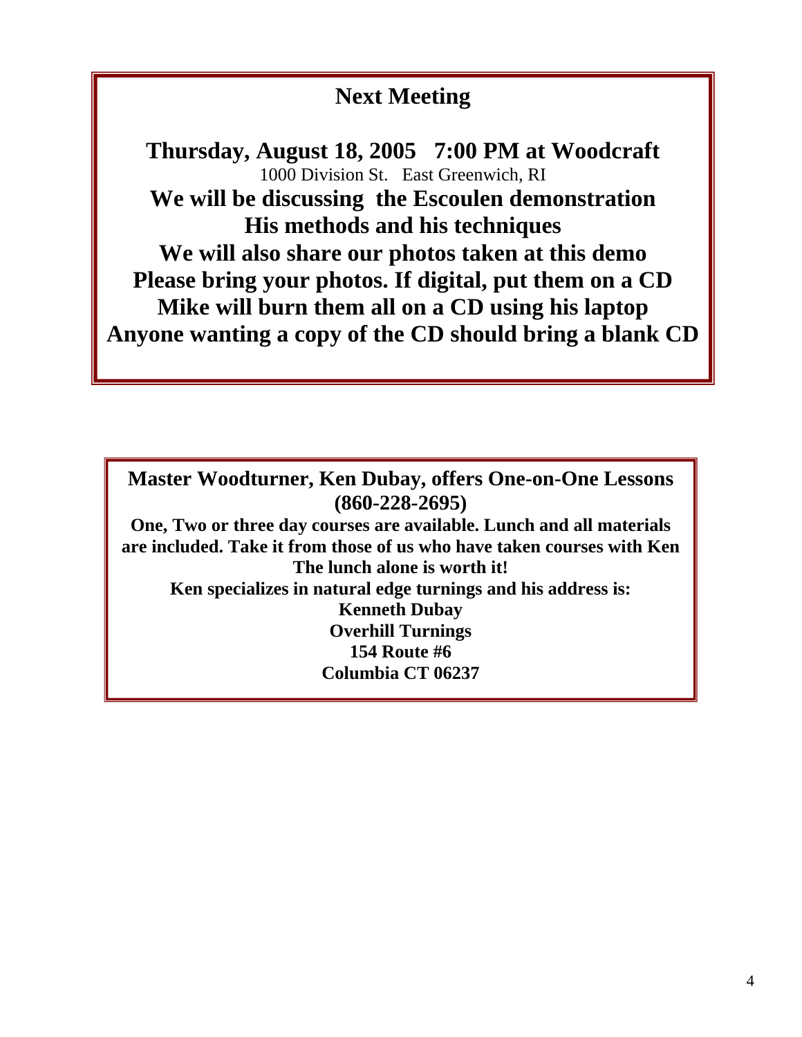## Next Meeting

**Thursday, August 18, 2005 7:00 PM at Woodcraft**

1000 Division St. East Greenwich, RI

**We will be discussing the Escoulen demonstration**
**His methods and his techniques**
**We will also share our photos taken at this demo**
**Please bring your photos. If digital, put them on a CD**
**Mike will burn them all on a CD using his laptop**
**Anyone wanting a copy of the CD should bring a blank CD**

---

**Master Woodturner, Ken Dubay, offers One-on-One Lessons**
**(860-228-2695)**

**One, Two or three day courses are available. Lunch and all materials are included. Take it from those of us who have taken courses with Ken The lunch alone is worth it!**

**Ken specializes in natural edge turnings and his address is:**

**Kenneth Dubay**
**Overhill Turnings**
**154 Route #6**
**Columbia CT 06237**